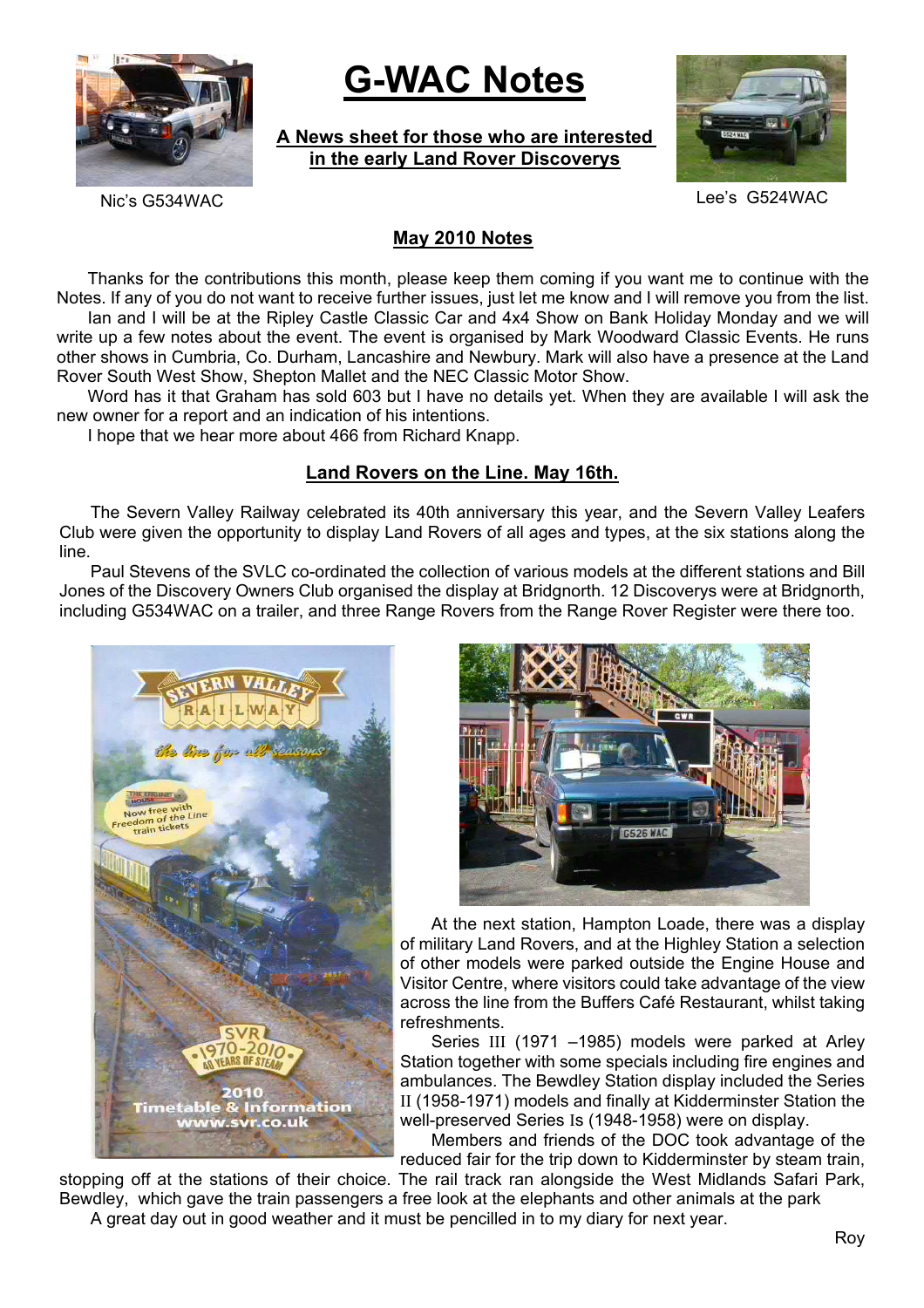Nic's G534WAC

# G-WAC Notes

**A News sheet for those who are interested in the early Land Rover Discoverys**

Lee's G524WAC

## May 2010 Notes

Thanks for the contributions this month, please keep them coming if you want me to continue with the Notes. If any of you do not want to receive further issues, just let me know and I will remove you from the list.

Ian and I will be at the Ripley Castle Classic Car and 4x4 Show on Bank Holiday Monday and we will write up a few notes about the event. The event is organised by Mark Woodward Classic Events. He runs other shows in Cumbria, Co. Durham, Lancashire and Newbury. Mark will also have a presence at the Land Rover South West Show, Shepton Mallet and the NEC Classic Motor Show.

Word has it that Graham has sold 603 but I have no details yet. When they are available I will ask the new owner for a report and an indication of his intentions.

I hope that we hear more about 466 from Richard Knapp.

## Land Rovers on the Line. May 16th.

The Severn Valley Railway celebrated its 40th anniversary this year, and the Severn Valley Leafers Club were given the opportunity to display Land Rovers of all ages and types, at the six stations along the line.

Paul Stevens of the SVLC co-ordinated the collection of various models at the different stations and Bill Jones of the Discovery Owners Club organised the display at Bridgnorth. 12 Discoverys were at Bridgnorth, including G534WAC on a trailer, and three Range Rovers from the Range Rover Register were there too.

At the next station, Hampton Loade, there was a display of military Land Rovers, and at the Highley Station a selection of other models were parked outside the Engine House and Visitor Centre, where visitors could take advantage of the view across the line from the Buffers Café Restaurant, whilst taking refreshments.

Series III (1971 –1985) models were parked at Arley Station together with some specials including fire engines and ambulances. The Bewdley Station display included the Series II (1958-1971) models and finally at Kidderminster Station the well-preserved Series Is (1948-1958) were on display.

Members and friends of the DOC took advantage of the reduced fair for the trip down to Kidderminster by steam train, stopping off at the stations of their choice. The rail track ran alongside the West Midlands Safari Park, Bewdley, which gave the train passengers a free look at the elephants and other animals at the park

A great day out in good weather and it must be pencilled in to my diary for next year.

Roy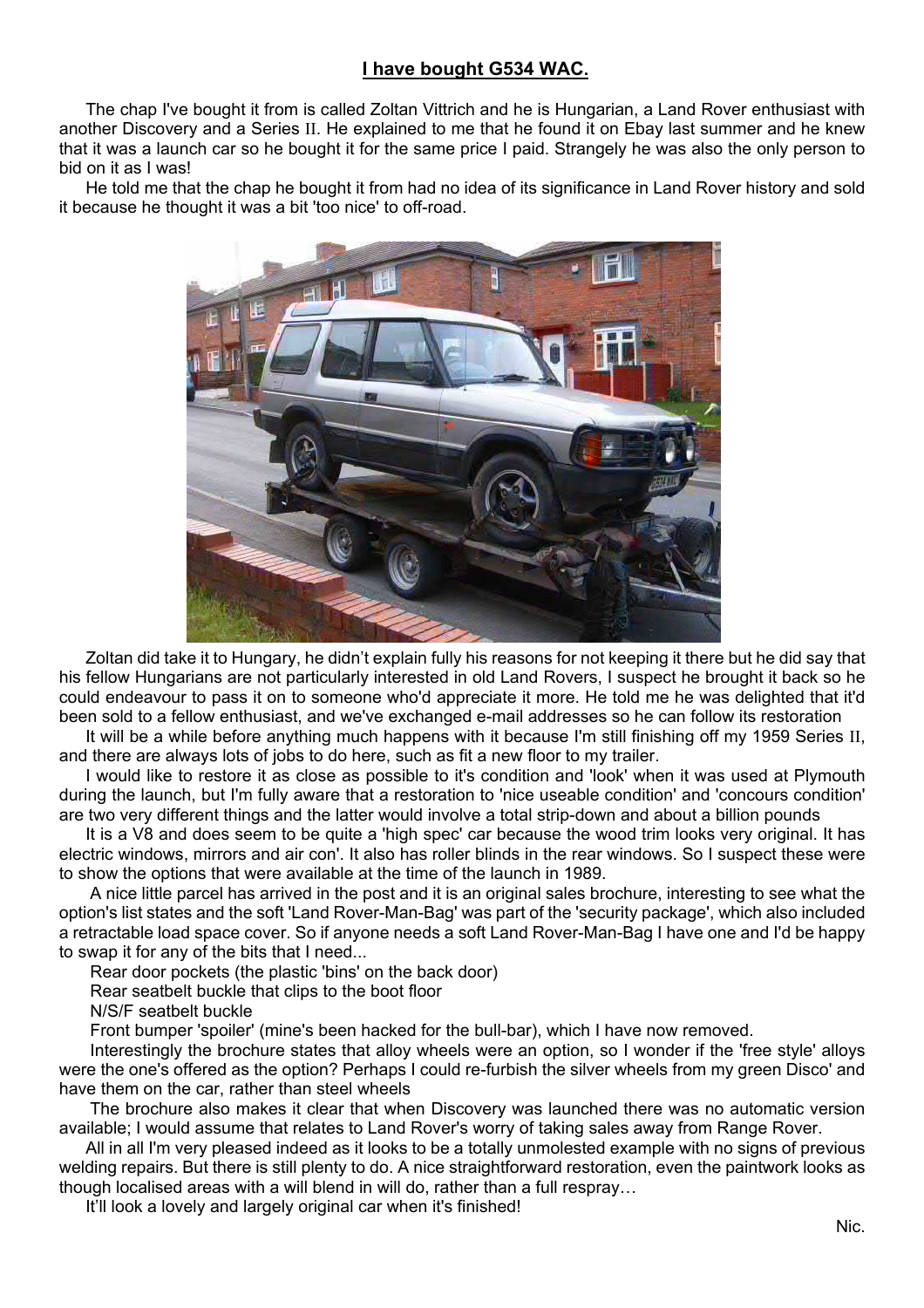**I have bought G534 WAC.**

The chap I've bought it from is called Zoltan Vittrich and he is Hungarian, a Land Rover enthusiast with another Discovery and a Series II. He explained to me that he found it on Ebay last summer and he knew that it was a launch car so he bought it for the same price I paid. Strangely he was also the only person to bid on it as I was!

He told me that the chap he bought it from had no idea of its significance in Land Rover history and sold it because he thought it was a bit 'too nice' to off-road.

Zoltan did take it to Hungary, he didn't explain fully his reasons for not keeping it there but he did say that his fellow Hungarians are not particularly interested in old Land Rovers, I suspect he brought it back so he could endeavour to pass it on to someone who'd appreciate it more. He told me he was delighted that it'd been sold to a fellow enthusiast, and we've exchanged e-mail addresses so he can follow its restoration

It will be a while before anything much happens with it because I'm still finishing off my 1959 Series II, and there are always lots of jobs to do here, such as fit a new floor to my trailer.

I would like to restore it as close as possible to it's condition and 'look' when it was used at Plymouth during the launch, but I'm fully aware that a restoration to 'nice useable condition' and 'concours condition' are two very different things and the latter would involve a total strip-down and about a billion pounds

It is a V8 and does seem to be quite a 'high spec' car because the wood trim looks very original. It has electric windows, mirrors and air con'. It also has roller blinds in the rear windows. So I suspect these were to show the options that were available at the time of the launch in 1989.

A nice little parcel has arrived in the post and it is an original sales brochure, interesting to see what the option's list states and the soft 'Land Rover-Man-Bag' was part of the 'security package', which also included a retractable load space cover. So if anyone needs a soft Land Rover-Man-Bag I have one and I'd be happy to swap it for any of the bits that I need...

Rear door pockets (the plastic 'bins' on the back door)

Rear seatbelt buckle that clips to the boot floor

N/S/F seatbelt buckle

Front bumper 'spoiler' (mine's been hacked for the bull-bar), which I have now removed.

Interestingly the brochure states that alloy wheels were an option, so I wonder if the 'free style' alloys were the one's offered as the option? Perhaps I could re-furbish the silver wheels from my green Disco' and have them on the car, rather than steel wheels

The brochure also makes it clear that when Discovery was launched there was no automatic version available; I would assume that relates to Land Rover's worry of taking sales away from Range Rover.

All in all I'm very pleased indeed as it looks to be a totally unmolested example with no signs of previous welding repairs. But there is still plenty to do. A nice straightforward restoration, even the paintwork looks as though localised areas with a will blend in will do, rather than a full respray…

It'll look a lovely and largely original car when it's finished!

Nic.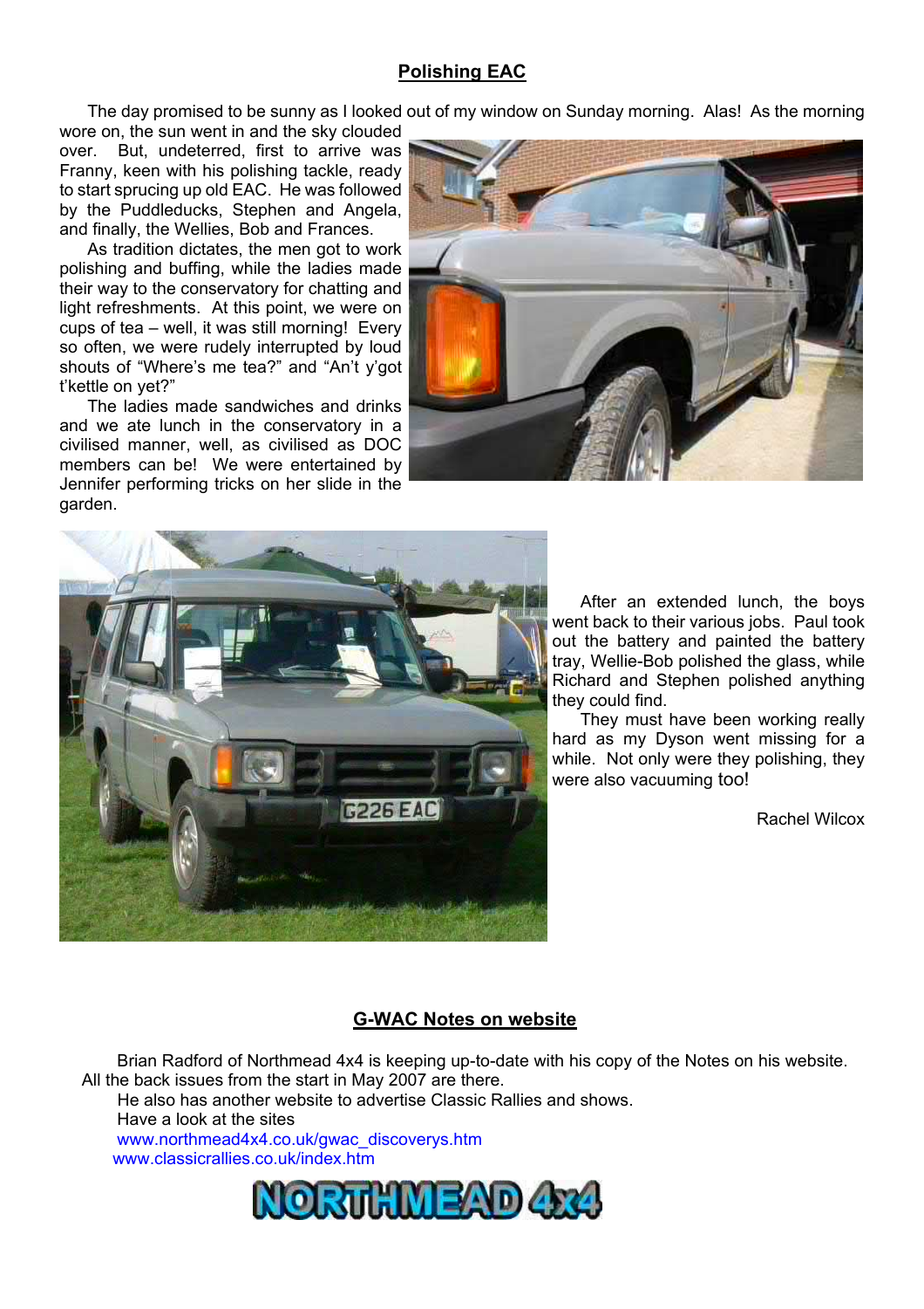## Polishing EAC

The day promised to be sunny as I looked out of my window on Sunday morning. Alas! As the morning wore on, the sun went in and the sky clouded over. But, undeterred, first to arrive was Franny, keen with his polishing tackle, ready to start sprucing up old EAC. He was followed by the Puddleducks, Stephen and Angela, and finally, the Wellies, Bob and Frances.

As tradition dictates, the men got to work polishing and buffing, while the ladies made their way to the conservatory for chatting and light refreshments. At this point, we were on cups of tea – well, it was still morning! Every so often, we were rudely interrupted by loud shouts of "Where's me tea?" and "An't y'got t'kettle on yet?"

The ladies made sandwiches and drinks and we ate lunch in the conservatory in a civilised manner, well, as civilised as DOC members can be! We were entertained by Jennifer performing tricks on her slide in the garden.

After an extended lunch, the boys went back to their various jobs. Paul took out the battery and painted the battery tray, Wellie-Bob polished the glass, while Richard and Stephen polished anything they could find.

They must have been working really hard as my Dyson went missing for a while. Not only were they polishing, they were also vacuuming too!

Rachel Wilcox

## G-WAC Notes on website

Brian Radford of Northmead 4x4 is keeping up-to-date with his copy of the Notes on his website. All the back issues from the start in May 2007 are there.

He also has another website to advertise Classic Rallies and shows.

Have a look at the sites

www.northmead4x4.co.uk/gwac_discoverys.htm

www.classicrallies.co.uk/index.htm

NORTHMEAD 4x4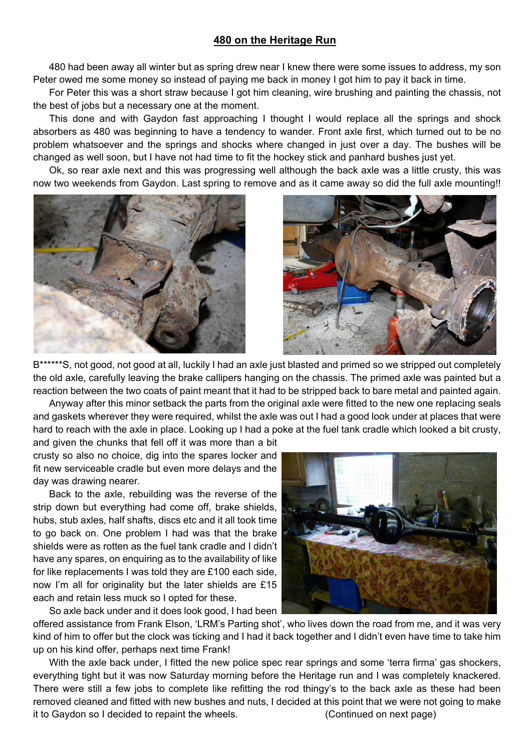## 480 on the Heritage Run

480 had been away all winter but as spring drew near I knew there were some issues to address, my son Peter owed me some money so instead of paying me back in money I got him to pay it back in time.

For Peter this was a short straw because I got him cleaning, wire brushing and painting the chassis, not the best of jobs but a necessary one at the moment.

This done and with Gaydon fast approaching I thought I would replace all the springs and shock absorbers as 480 was beginning to have a tendency to wander. Front axle first, which turned out to be no problem whatsoever and the springs and shocks where changed in just over a day. The bushes will be changed as well soon, but I have not had time to fit the hockey stick and panhard bushes just yet.

Ok, so rear axle next and this was progressing well although the back axle was a little crusty, this was now two weekends from Gaydon. Last spring to remove and as it came away so did the full axle mounting!!

B******S, not good, not good at all, luckily I had an axle just blasted and primed so we stripped out completely the old axle, carefully leaving the brake callipers hanging on the chassis. The primed axle was painted but a reaction between the two coats of paint meant that it had to be stripped back to bare metal and painted again.

Anyway after this minor setback the parts from the original axle were fitted to the new one replacing seals and gaskets wherever they were required, whilst the axle was out I had a good look under at places that were hard to reach with the axle in place. Looking up I had a poke at the fuel tank cradle which looked a bit crusty, and given the chunks that fell off it was more than a bit crusty so also no choice, dig into the spares locker and fit new serviceable cradle but even more delays and the day was drawing nearer.

Back to the axle, rebuilding was the reverse of the strip down but everything had come off, brake shields, hubs, stub axles, half shafts, discs etc and it all took time to go back on. One problem I had was that the brake shields were as rotten as the fuel tank cradle and I didn't have any spares, on enquiring as to the availability of like for like replacements I was told they are £100 each side, now I'm all for originality but the later shields are £15 each and retain less muck so I opted for these.

So axle back under and it does look good, I had been offered assistance from Frank Elson, 'LRM's Parting shot', who lives down the road from me, and it was very kind of him to offer but the clock was ticking and I had it back together and I didn't even have time to take him up on his kind offer, perhaps next time Frank!

With the axle back under, I fitted the new police spec rear springs and some 'terra firma' gas shockers, everything tight but it was now Saturday morning before the Heritage run and I was completely knackered. There were still a few jobs to complete like refitting the rod thingy's to the back axle as these had been removed cleaned and fitted with new bushes and nuts, I decided at this point that we were not going to make it to Gaydon so I decided to repaint the wheels. (Continued on next page)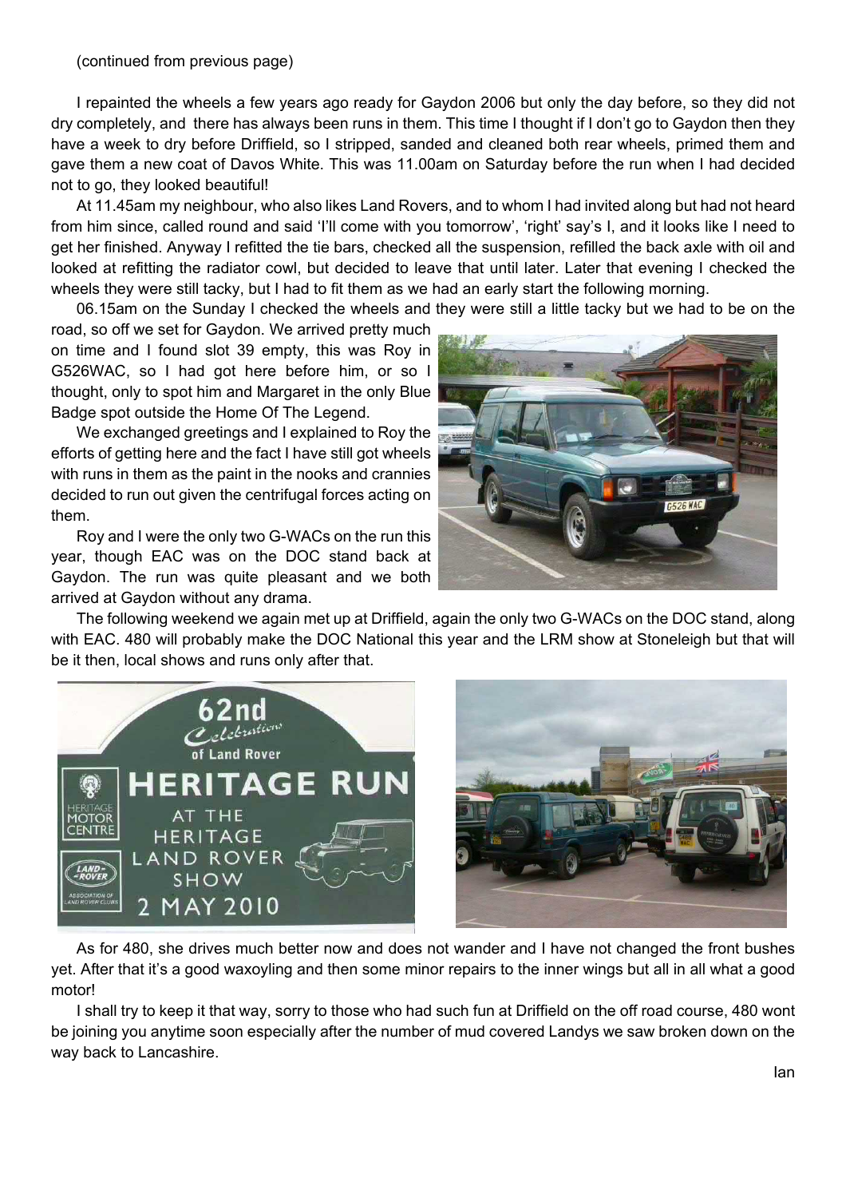(continued from previous page)

I repainted the wheels a few years ago ready for Gaydon 2006 but only the day before, so they did not dry completely, and there has always been runs in them. This time I thought if I don't go to Gaydon then they have a week to dry before Driffield, so I stripped, sanded and cleaned both rear wheels, primed them and gave them a new coat of Davos White. This was 11.00am on Saturday before the run when I had decided not to go, they looked beautiful!

At 11.45am my neighbour, who also likes Land Rovers, and to whom I had invited along but had not heard from him since, called round and said 'I'll come with you tomorrow', 'right' say's I, and it looks like I need to get her finished. Anyway I refitted the tie bars, checked all the suspension, refilled the back axle with oil and looked at refitting the radiator cowl, but decided to leave that until later. Later that evening I checked the wheels they were still tacky, but I had to fit them as we had an early start the following morning.

06.15am on the Sunday I checked the wheels and they were still a little tacky but we had to be on the road, so off we set for Gaydon. We arrived pretty much on time and I found slot 39 empty, this was Roy in G526WAC, so I had got here before him, or so I thought, only to spot him and Margaret in the only Blue Badge spot outside the Home Of The Legend.

We exchanged greetings and I explained to Roy the efforts of getting here and the fact I have still got wheels with runs in them as the paint in the nooks and crannies decided to run out given the centrifugal forces acting on them.

Roy and I were the only two G-WACs on the run this year, though EAC was on the DOC stand back at Gaydon. The run was quite pleasant and we both arrived at Gaydon without any drama.

The following weekend we again met up at Driffield, again the only two G-WACs on the DOC stand, along with EAC. 480 will probably make the DOC National this year and the LRM show at Stoneleigh but that will be it then, local shows and runs only after that.

As for 480, she drives much better now and does not wander and I have not changed the front bushes yet. After that it's a good waxoyling and then some minor repairs to the inner wings but all in all what a good motor!

I shall try to keep it that way, sorry to those who had such fun at Driffield on the off road course, 480 wont be joining you anytime soon especially after the number of mud covered Landys we saw broken down on the way back to Lancashire.

Ian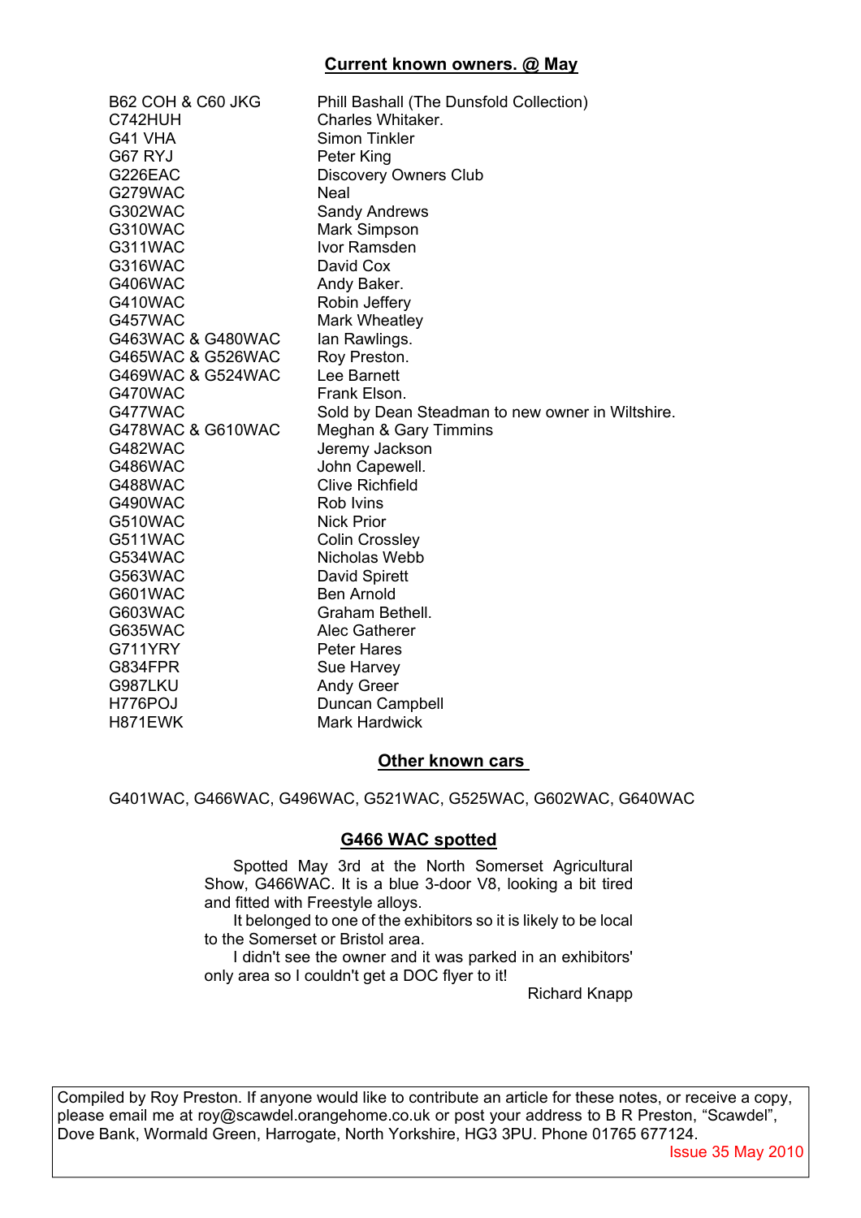## Current known owners. @ May

| | |
|---|---|
| B62 COH & C60 JKG | Phill Bashall (The Dunsfold Collection) |
| C742HUH | Charles Whitaker. |
| G41 VHA | Simon Tinkler |
| G67 RYJ | Peter King |
| G226EAC | Discovery Owners Club |
| G279WAC | Neal |
| G302WAC | Sandy Andrews |
| G310WAC | Mark Simpson |
| G311WAC | Ivor Ramsden |
| G316WAC | David Cox |
| G406WAC | Andy Baker. |
| G410WAC | Robin Jeffery |
| G457WAC | Mark Wheatley |
| G463WAC & G480WAC | Ian Rawlings. |
| G465WAC & G526WAC | Roy Preston. |
| G469WAC & G524WAC | Lee Barnett |
| G470WAC | Frank Elson. |
| G477WAC | Sold by Dean Steadman to new owner in Wiltshire. |
| G478WAC & G610WAC | Meghan & Gary Timmins |
| G482WAC | Jeremy Jackson |
| G486WAC | John Capewell. |
| G488WAC | Clive Richfield |
| G490WAC | Rob Ivins |
| G510WAC | Nick Prior |
| G511WAC | Colin Crossley |
| G534WAC | Nicholas Webb |
| G563WAC | David Spirett |
| G601WAC | Ben Arnold |
| G603WAC | Graham Bethell. |
| G635WAC | Alec Gatherer |
| G711YRY | Peter Hares |
| G834FPR | Sue Harvey |
| G987LKU | Andy Greer |
| H776POJ | Duncan Campbell |
| H871EWK | Mark Hardwick |

## Other known cars

G401WAC, G466WAC, G496WAC, G521WAC, G525WAC, G602WAC, G640WAC

## G466 WAC spotted

Spotted May 3rd at the North Somerset Agricultural Show, G466WAC. It is a blue 3-door V8, looking a bit tired and fitted with Freestyle alloys.

It belonged to one of the exhibitors so it is likely to be local to the Somerset or Bristol area.

I didn't see the owner and it was parked in an exhibitors' only area so I couldn't get a DOC flyer to it!

Richard Knapp

Compiled by Roy Preston. If anyone would like to contribute an article for these notes, or receive a copy, please email me at roy@scawdel.orangehome.co.uk or post your address to B R Preston, "Scawdel", Dove Bank, Wormald Green, Harrogate, North Yorkshire, HG3 3PU. Phone 01765 677124.

Issue 35 May 2010